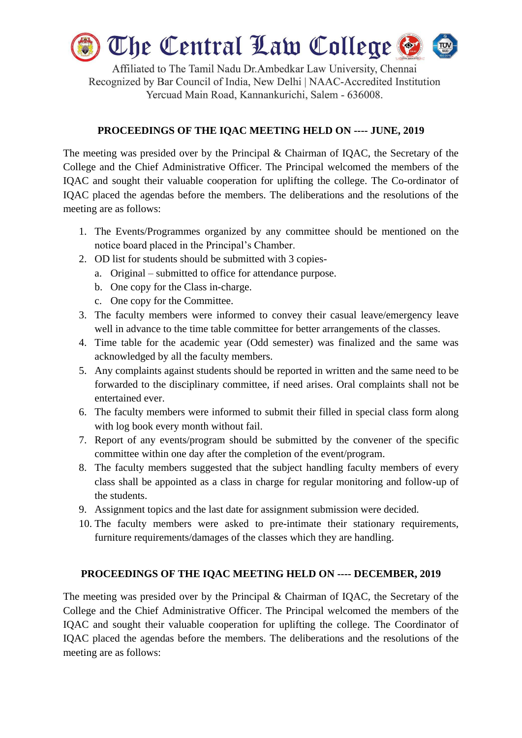# The Central Law College

Affiliated to The Tamil Nadu Dr.Ambedkar Law University, Chennai
Recognized by Bar Council of India, New Delhi | NAAC-Accredited Institution
Yercuad Main Road, Kannankurichi, Salem - 636008.

## PROCEEDINGS OF THE IQAC MEETING HELD ON ---- JUNE, 2019

The meeting was presided over by the Principal & Chairman of IQAC, the Secretary of the College and the Chief Administrative Officer. The Principal welcomed the members of the IQAC and sought their valuable cooperation for uplifting the college. The Co-ordinator of IQAC placed the agendas before the members. The deliberations and the resolutions of the meeting are as follows:

1. The Events/Programmes organized by any committee should be mentioned on the notice board placed in the Principal's Chamber.
2. OD list for students should be submitted with 3 copies-
   a. Original – submitted to office for attendance purpose.
   b. One copy for the Class in-charge.
   c. One copy for the Committee.
3. The faculty members were informed to convey their casual leave/emergency leave well in advance to the time table committee for better arrangements of the classes.
4. Time table for the academic year (Odd semester) was finalized and the same was acknowledged by all the faculty members.
5. Any complaints against students should be reported in written and the same need to be forwarded to the disciplinary committee, if need arises. Oral complaints shall not be entertained ever.
6. The faculty members were informed to submit their filled in special class form along with log book every month without fail.
7. Report of any events/program should be submitted by the convener of the specific committee within one day after the completion of the event/program.
8. The faculty members suggested that the subject handling faculty members of every class shall be appointed as a class in charge for regular monitoring and follow-up of the students.
9. Assignment topics and the last date for assignment submission were decided.
10. The faculty members were asked to pre-intimate their stationary requirements, furniture requirements/damages of the classes which they are handling.

## PROCEEDINGS OF THE IQAC MEETING HELD ON ---- DECEMBER, 2019

The meeting was presided over by the Principal & Chairman of IQAC, the Secretary of the College and the Chief Administrative Officer. The Principal welcomed the members of the IQAC and sought their valuable cooperation for uplifting the college. The Coordinator of IQAC placed the agendas before the members. The deliberations and the resolutions of the meeting are as follows: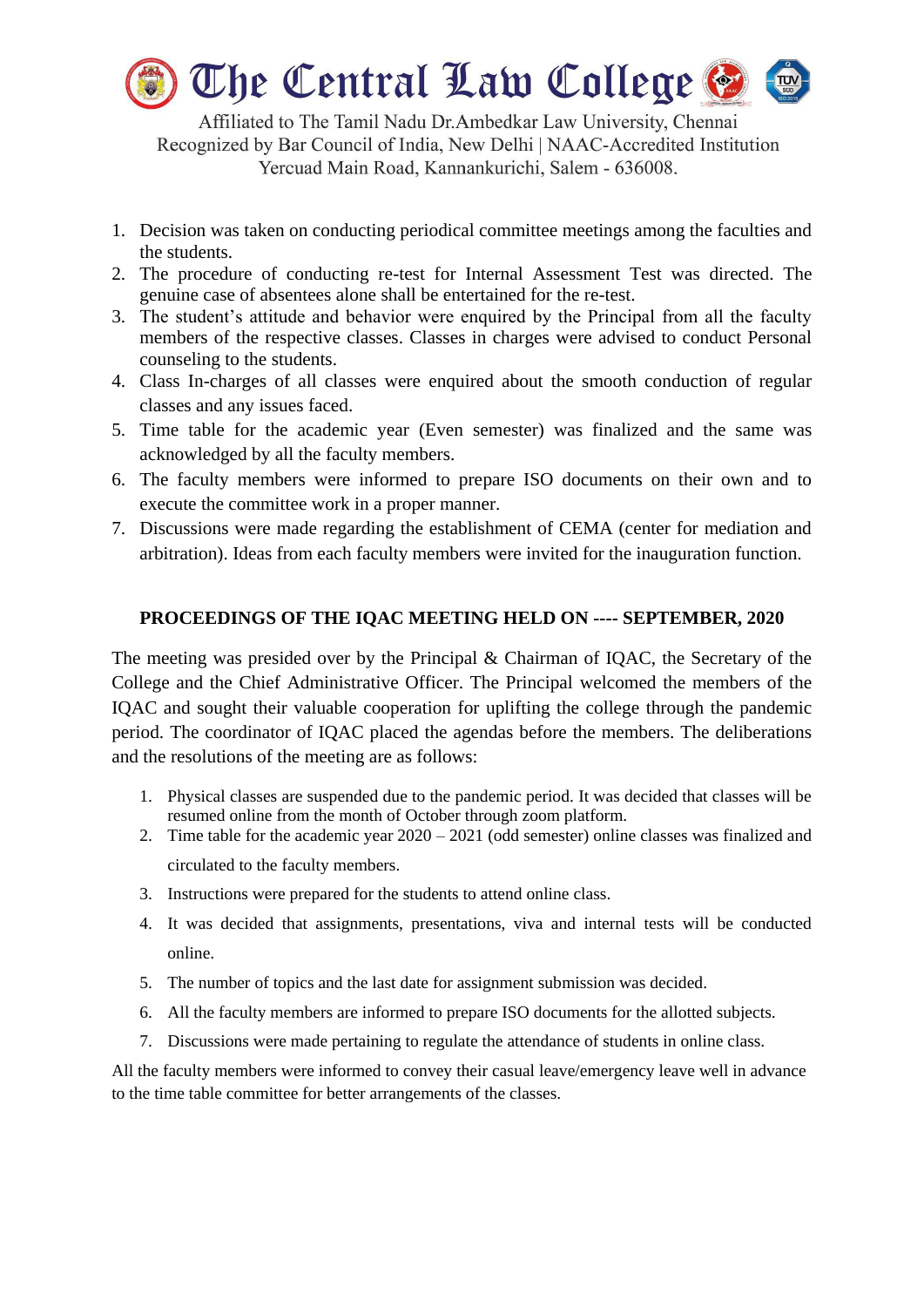# The Central Law College

Affiliated to The Tamil Nadu Dr.Ambedkar Law University, Chennai
Recognized by Bar Council of India, New Delhi | NAAC-Accredited Institution
Yercuad Main Road, Kannankurichi, Salem - 636008.

1. Decision was taken on conducting periodical committee meetings among the faculties and the students.
2. The procedure of conducting re-test for Internal Assessment Test was directed. The genuine case of absentees alone shall be entertained for the re-test.
3. The student's attitude and behavior were enquired by the Principal from all the faculty members of the respective classes. Classes in charges were advised to conduct Personal counseling to the students.
4. Class In-charges of all classes were enquired about the smooth conduction of regular classes and any issues faced.
5. Time table for the academic year (Even semester) was finalized and the same was acknowledged by all the faculty members.
6. The faculty members were informed to prepare ISO documents on their own and to execute the committee work in a proper manner.
7. Discussions were made regarding the establishment of CEMA (center for mediation and arbitration). Ideas from each faculty members were invited for the inauguration function.

## PROCEEDINGS OF THE IQAC MEETING HELD ON ---- SEPTEMBER, 2020

The meeting was presided over by the Principal & Chairman of IQAC, the Secretary of the College and the Chief Administrative Officer. The Principal welcomed the members of the IQAC and sought their valuable cooperation for uplifting the college through the pandemic period. The coordinator of IQAC placed the agendas before the members. The deliberations and the resolutions of the meeting are as follows:

1. Physical classes are suspended due to the pandemic period. It was decided that classes will be resumed online from the month of October through zoom platform.
2. Time table for the academic year 2020 – 2021 (odd semester) online classes was finalized and circulated to the faculty members.
3. Instructions were prepared for the students to attend online class.
4. It was decided that assignments, presentations, viva and internal tests will be conducted online.
5. The number of topics and the last date for assignment submission was decided.
6. All the faculty members are informed to prepare ISO documents for the allotted subjects.
7. Discussions were made pertaining to regulate the attendance of students in online class.

All the faculty members were informed to convey their casual leave/emergency leave well in advance to the time table committee for better arrangements of the classes.